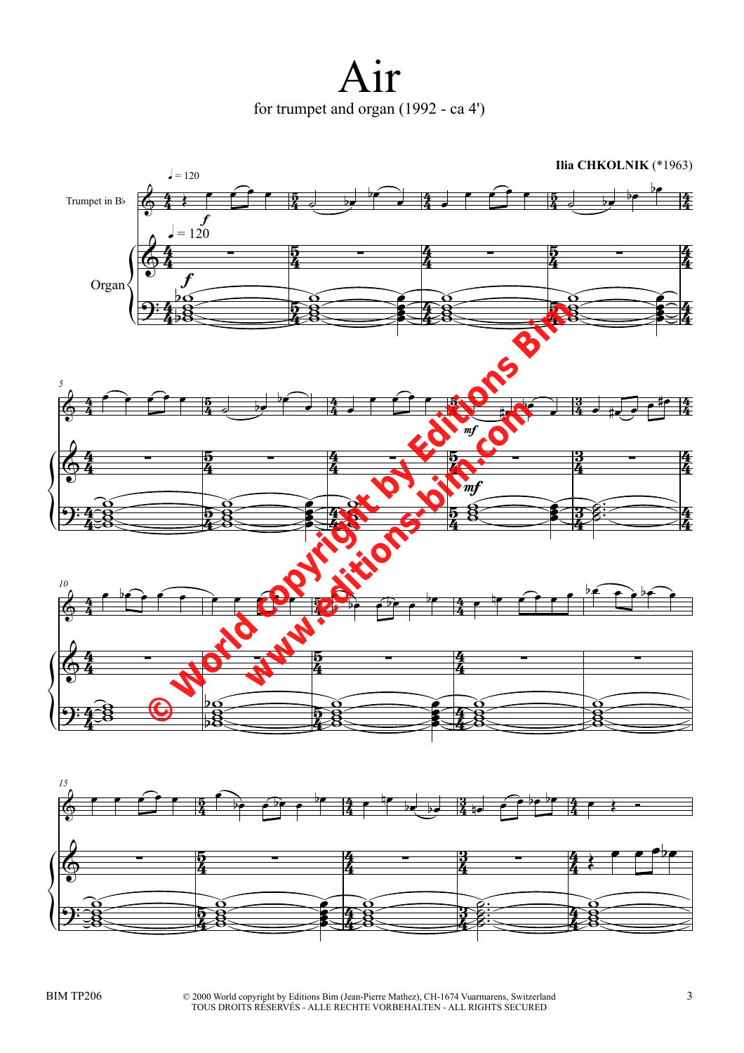# Air

for trumpet and organ (1992 - ca 4')

**Ilia CHKOLNIK** (*1963)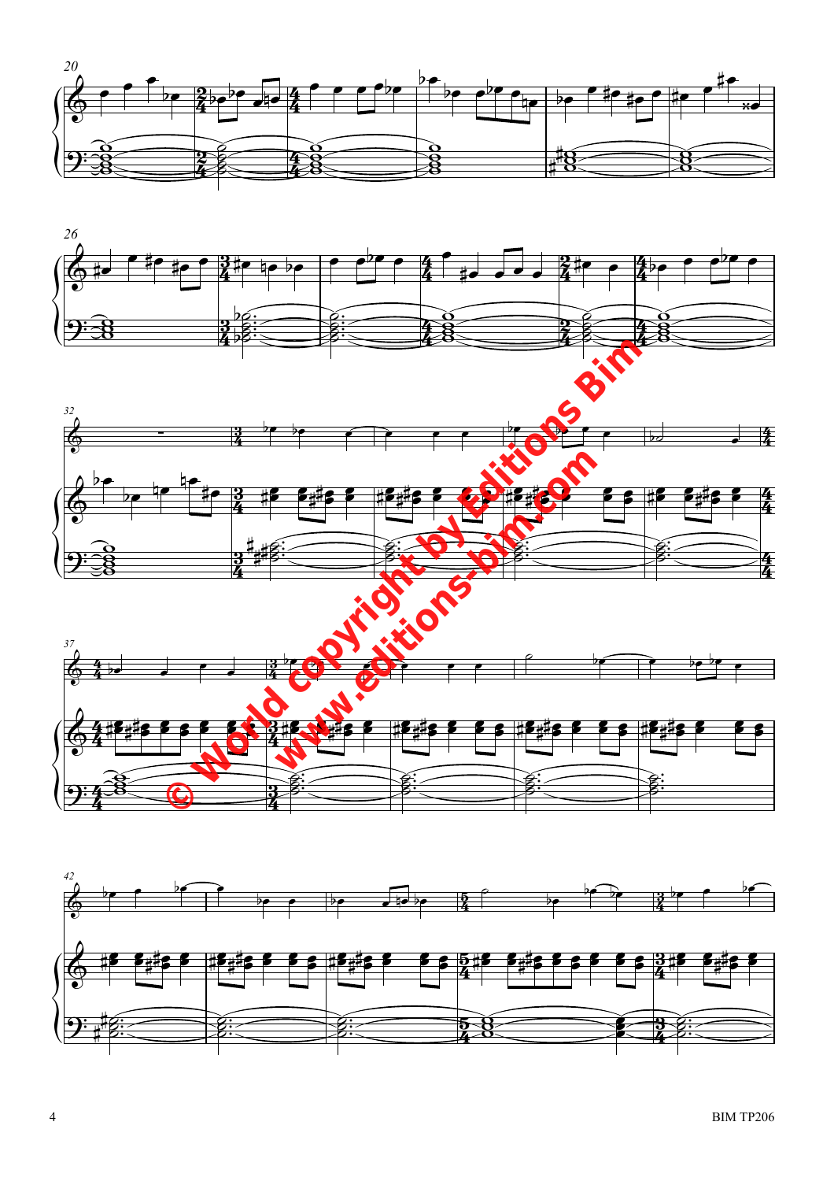© World copyright by Editions Bim

www.editions-bim.com